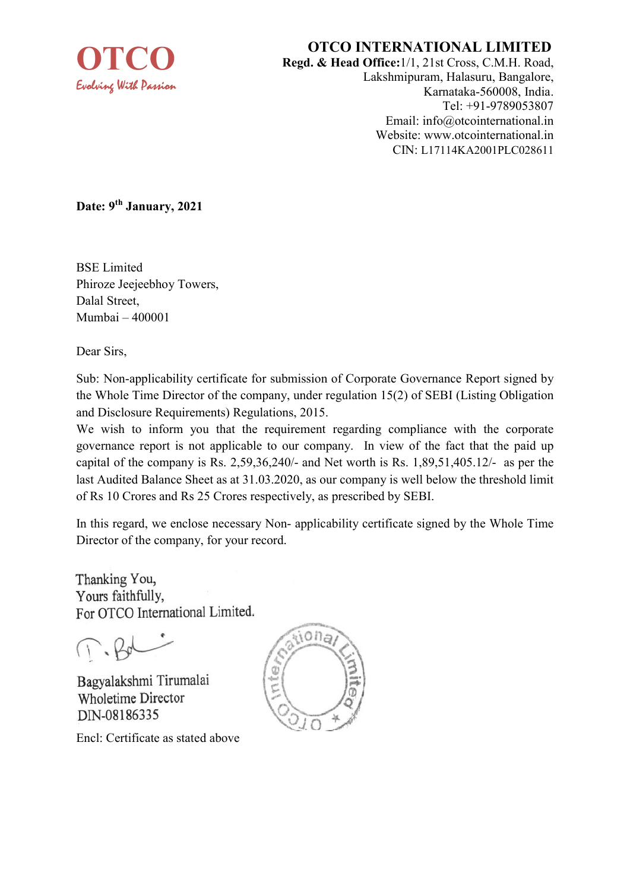**OTCO**

*Evolving With Passion*

**OTCO INTERNATIONAL LIMITED**

**Regd. & Head Office:**1/1, 21st Cross, C.M.H. Road, Lakshmipuram, Halasuru, Bangalore, Karnataka-560008, India.
Tel: +91-9789053807
Email: info@otcointernational.in
Website: www.otcointernational.in
CIN: L17114KA2001PLC028611

**Date: 9th January, 2021**

BSE Limited
Phiroze Jeejeebhoy Towers,
Dalal Street,
Mumbai – 400001

Dear Sirs,

Sub: Non-applicability certificate for submission of Corporate Governance Report signed by the Whole Time Director of the company, under regulation 15(2) of SEBI (Listing Obligation and Disclosure Requirements) Regulations, 2015.

We wish to inform you that the requirement regarding compliance with the corporate governance report is not applicable to our company. In view of the fact that the paid up capital of the company is Rs. 2,59,36,240/- and Net worth is Rs. 1,89,51,405.12/- as per the last Audited Balance Sheet as at 31.03.2020, as our company is well below the threshold limit of Rs 10 Crores and Rs 25 Crores respectively, as prescribed by SEBI.

In this regard, we enclose necessary Non- applicability certificate signed by the Whole Time Director of the company, for your record.

Thanking You,
Yours faithfully,
For OTCO International Limited.

Bagyalakshmi Tirumalai
Wholetime Director
DIN-08186335

Encl: Certificate as stated above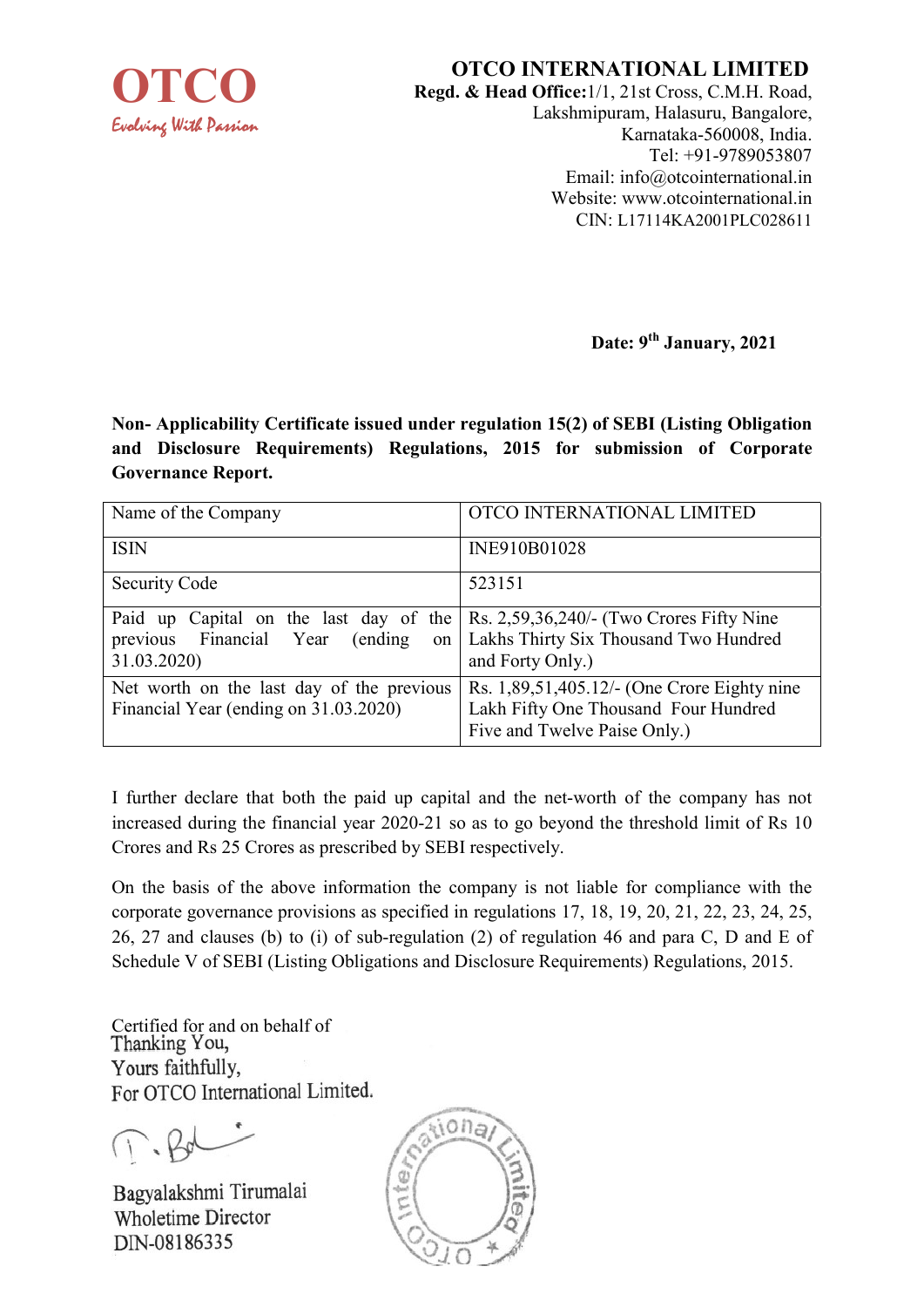**OTCO**
*Evolving With Passion*

**OTCO INTERNATIONAL LIMITED**
**Regd. & Head Office:**1/1, 21st Cross, C.M.H. Road, Lakshmipuram, Halasuru, Bangalore, Karnataka-560008, India.
Tel: +91-9789053807
Email: info@otcointernational.in
Website: www.otcointernational.in
CIN: L17114KA2001PLC028611

**Date: 9th January, 2021**

**Non- Applicability Certificate issued under regulation 15(2) of SEBI (Listing Obligation and Disclosure Requirements) Regulations, 2015 for submission of Corporate Governance Report.**

| | |
|---|---|
| Name of the Company | OTCO INTERNATIONAL LIMITED |
| ISIN | INE910B01028 |
| Security Code | 523151 |
| Paid up Capital on the last day of the previous Financial Year (ending on 31.03.2020) | Rs. 2,59,36,240/- (Two Crores Fifty Nine Lakhs Thirty Six Thousand Two Hundred and Forty Only.) |
| Net worth on the last day of the previous Financial Year (ending on 31.03.2020) | Rs. 1,89,51,405.12/- (One Crore Eighty nine Lakh Fifty One Thousand Four Hundred Five and Twelve Paise Only.) |

I further declare that both the paid up capital and the net-worth of the company has not increased during the financial year 2020-21 so as to go beyond the threshold limit of Rs 10 Crores and Rs 25 Crores as prescribed by SEBI respectively.

On the basis of the above information the company is not liable for compliance with the corporate governance provisions as specified in regulations 17, 18, 19, 20, 21, 22, 23, 24, 25, 26, 27 and clauses (b) to (i) of sub-regulation (2) of regulation 46 and para C, D and E of Schedule V of SEBI (Listing Obligations and Disclosure Requirements) Regulations, 2015.

Certified for and on behalf of
Thanking You,
Yours faithfully,
For OTCO International Limited.

Bagyalakshmi Tirumalai
Wholetime Director
DIN-08186335